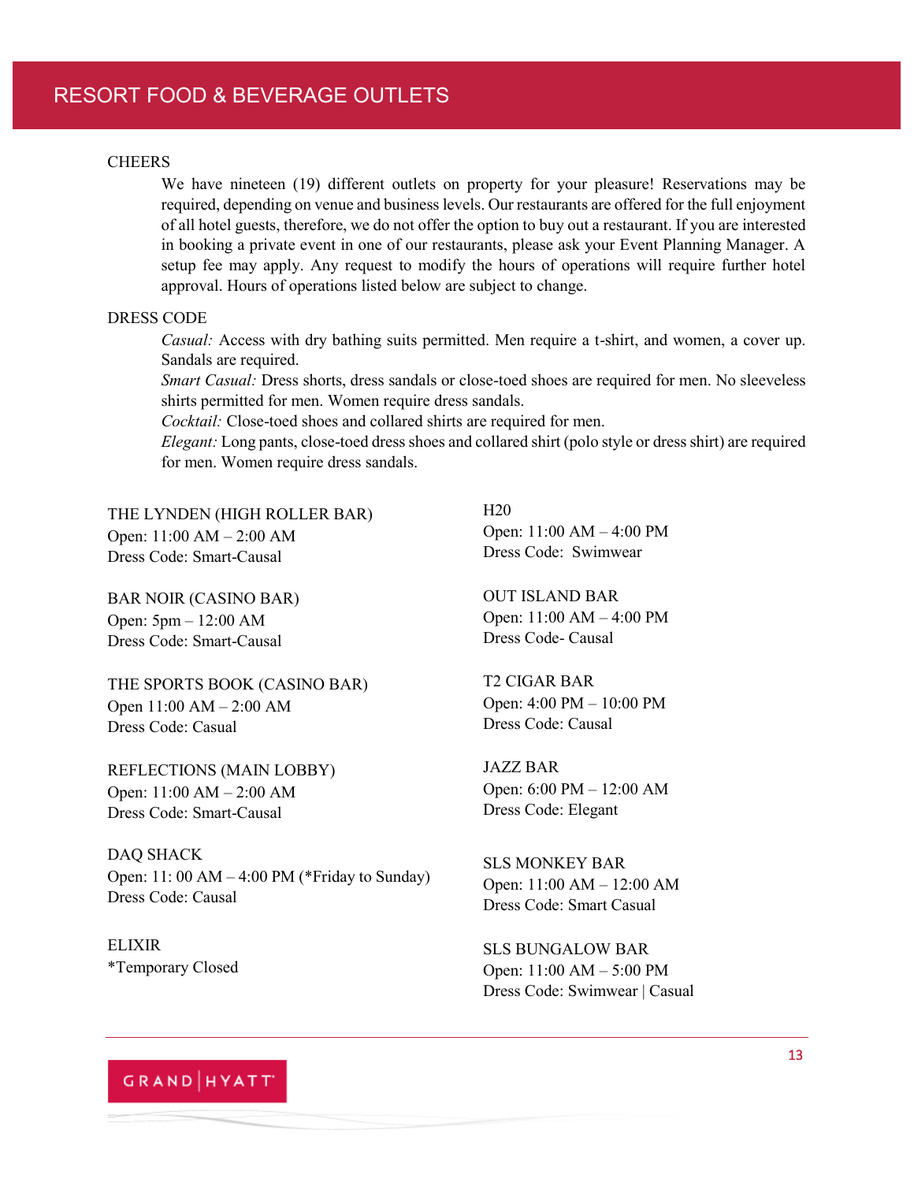# RESORT FOOD & BEVERAGE OUTLETS

## CHEERS

We have nineteen (19) different outlets on property for your pleasure! Reservations may be required, depending on venue and business levels. Our restaurants are offered for the full enjoyment of all hotel guests, therefore, we do not offer the option to buy out a restaurant. If you are interested in booking a private event in one of our restaurants, please ask your Event Planning Manager. A setup fee may apply. Any request to modify the hours of operations will require further hotel approval. Hours of operations listed below are subject to change.

## DRESS CODE

*Casual:* Access with dry bathing suits permitted. Men require a t-shirt, and women, a cover up. Sandals are required.
*Smart Casual:* Dress shorts, dress sandals or close-toed shoes are required for men. No sleeveless shirts permitted for men. Women require dress sandals.
*Cocktail:* Close-toed shoes and collared shirts are required for men.
*Elegant:* Long pants, close-toed dress shoes and collared shirt (polo style or dress shirt) are required for men. Women require dress sandals.

THE LYNDEN (HIGH ROLLER BAR)
Open: 11:00 AM – 2:00 AM
Dress Code: Smart-Causal

BAR NOIR (CASINO BAR)
Open: 5pm – 12:00 AM
Dress Code: Smart-Causal

THE SPORTS BOOK (CASINO BAR)
Open 11:00 AM – 2:00 AM
Dress Code: Casual

REFLECTIONS (MAIN LOBBY)
Open: 11:00 AM – 2:00 AM
Dress Code: Smart-Causal

DAQ SHACK
Open: 11: 00 AM – 4:00 PM (*Friday to Sunday)
Dress Code: Causal

ELIXIR
*Temporary Closed

H20
Open: 11:00 AM – 4:00 PM
Dress Code: Swimwear

OUT ISLAND BAR
Open: 11:00 AM – 4:00 PM
Dress Code- Causal

T2 CIGAR BAR
Open: 4:00 PM – 10:00 PM
Dress Code: Causal

JAZZ BAR
Open: 6:00 PM – 12:00 AM
Dress Code: Elegant

SLS MONKEY BAR
Open: 11:00 AM – 12:00 AM
Dress Code: Smart Casual

SLS BUNGALOW BAR
Open: 11:00 AM – 5:00 PM
Dress Code: Swimwear | Casual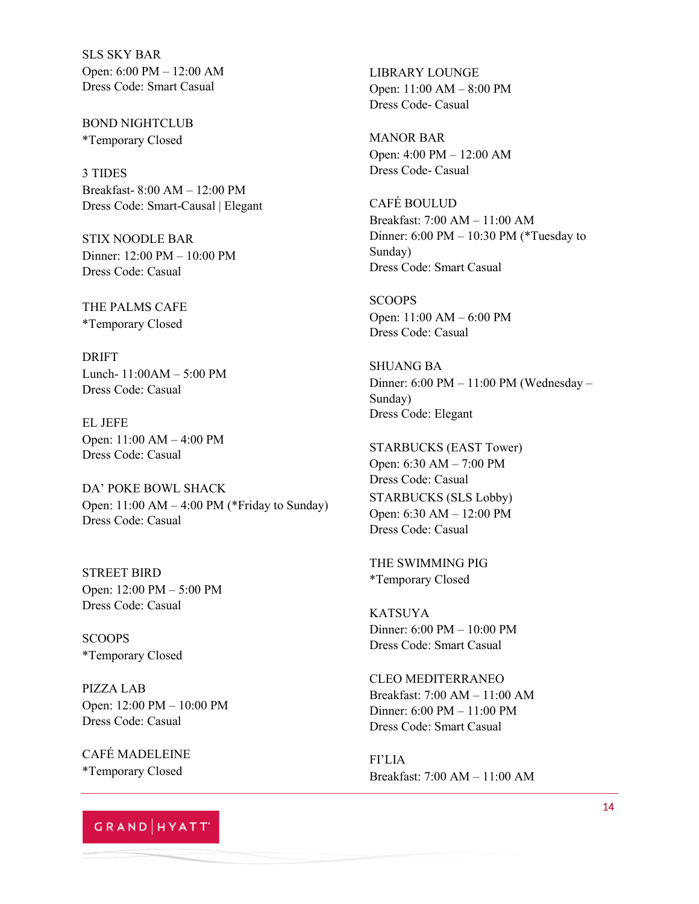SLS SKY BAR
Open: 6:00 PM – 12:00 AM
Dress Code: Smart Casual

BOND NIGHTCLUB
*Temporary Closed

3 TIDES
Breakfast- 8:00 AM – 12:00 PM
Dress Code: Smart-Causal | Elegant

STIX NOODLE BAR
Dinner: 12:00 PM – 10:00 PM
Dress Code: Casual

THE PALMS CAFE
*Temporary Closed

DRIFT
Lunch- 11:00AM – 5:00 PM
Dress Code: Casual

EL JEFE
Open: 11:00 AM – 4:00 PM
Dress Code: Casual

DA' POKE BOWL SHACK
Open: 11:00 AM – 4:00 PM (*Friday to Sunday)
Dress Code: Casual

STREET BIRD
Open: 12:00 PM – 5:00 PM
Dress Code: Casual

SCOOPS
*Temporary Closed

PIZZA LAB
Open: 12:00 PM – 10:00 PM
Dress Code: Casual

CAFÉ MADELEINE
*Temporary Closed

LIBRARY LOUNGE
Open: 11:00 AM – 8:00 PM
Dress Code- Casual

MANOR BAR
Open: 4:00 PM – 12:00 AM
Dress Code- Casual

CAFÉ BOULUD
Breakfast: 7:00 AM – 11:00 AM
Dinner: 6:00 PM – 10:30 PM (*Tuesday to Sunday)
Dress Code: Smart Casual

SCOOPS
Open: 11:00 AM – 6:00 PM
Dress Code: Casual

SHUANG BA
Dinner: 6:00 PM – 11:00 PM (Wednesday – Sunday)
Dress Code: Elegant

STARBUCKS (EAST Tower)
Open: 6:30 AM – 7:00 PM
Dress Code: Casual

STARBUCKS (SLS Lobby)
Open: 6:30 AM – 12:00 PM
Dress Code: Casual

THE SWIMMING PIG
*Temporary Closed

KATSUYA
Dinner: 6:00 PM – 10:00 PM
Dress Code: Smart Casual

CLEO MEDITERRANEO
Breakfast: 7:00 AM – 11:00 AM
Dinner: 6:00 PM – 11:00 PM
Dress Code: Smart Casual

FI'LIA
Breakfast: 7:00 AM – 11:00 AM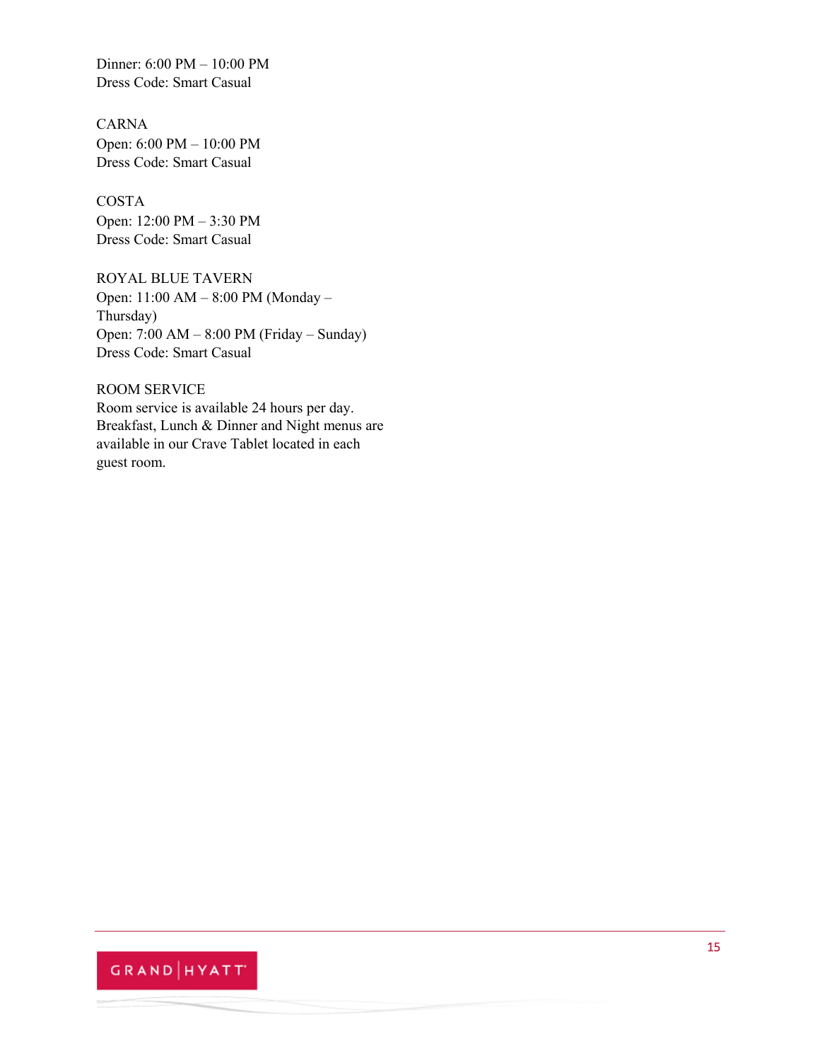Dinner: 6:00 PM – 10:00 PM
Dress Code: Smart Casual

CARNA
Open: 6:00 PM – 10:00 PM
Dress Code: Smart Casual

COSTA
Open: 12:00 PM – 3:30 PM
Dress Code: Smart Casual

ROYAL BLUE TAVERN
Open: 11:00 AM – 8:00 PM (Monday – Thursday)
Open: 7:00 AM – 8:00 PM (Friday – Sunday)
Dress Code: Smart Casual

ROOM SERVICE
Room service is available 24 hours per day. Breakfast, Lunch & Dinner and Night menus are available in our Crave Tablet located in each guest room.